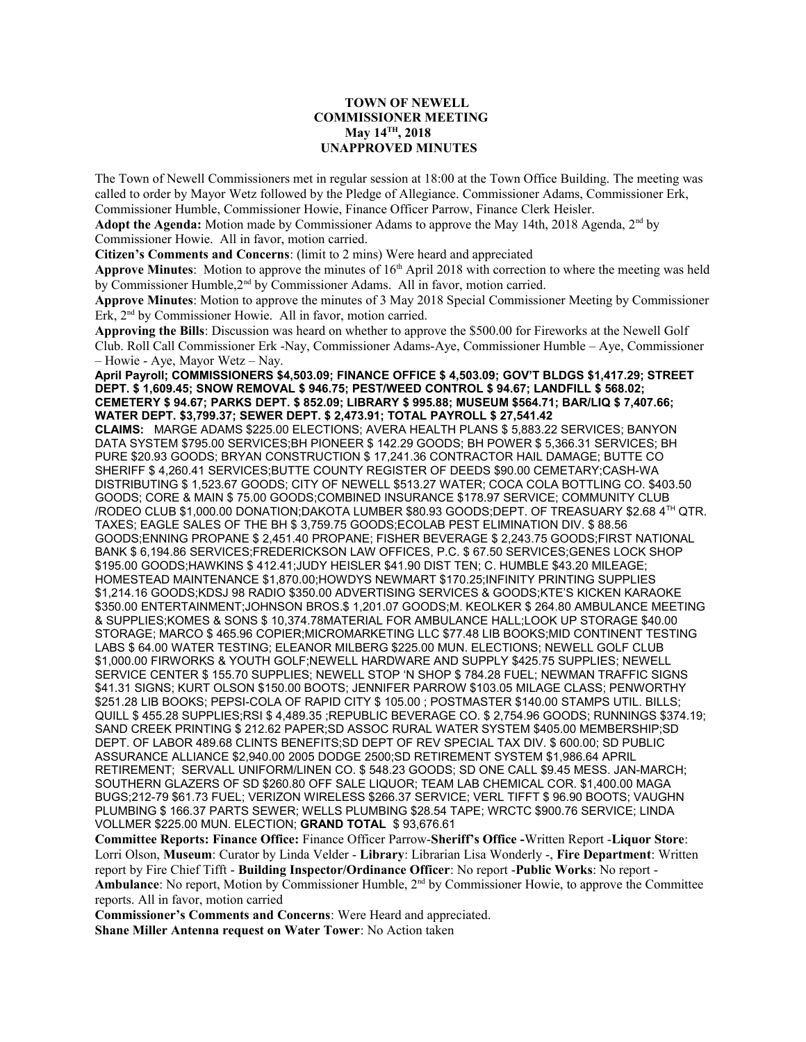**TOWN OF NEWELL**
**COMMISSIONER MEETING**
**May 14TH, 2018**
**UNAPPROVED MINUTES**

The Town of Newell Commissioners met in regular session at 18:00 at the Town Office Building. The meeting was called to order by Mayor Wetz followed by the Pledge of Allegiance. Commissioner Adams, Commissioner Erk, Commissioner Humble, Commissioner Howie, Finance Officer Parrow, Finance Clerk Heisler.

**Adopt the Agenda:** Motion made by Commissioner Adams to approve the May 14th, 2018 Agenda, 2nd by Commissioner Howie. All in favor, motion carried.

**Citizen's Comments and Concerns**: (limit to 2 mins) Were heard and appreciated

**Approve Minutes**: Motion to approve the minutes of 16th April 2018 with correction to where the meeting was held by Commissioner Humble,2nd by Commissioner Adams. All in favor, motion carried.

**Approve Minutes**: Motion to approve the minutes of 3 May 2018 Special Commissioner Meeting by Commissioner Erk, 2nd by Commissioner Howie. All in favor, motion carried.

**Approving the Bills**: Discussion was heard on whether to approve the $500.00 for Fireworks at the Newell Golf Club. Roll Call Commissioner Erk -Nay, Commissioner Adams-Aye, Commissioner Humble – Aye, Commissioner – Howie - Aye, Mayor Wetz – Nay.

**April Payroll; COMMISSIONERS $4,503.09; FINANCE OFFICE $ 4,503.09; GOV'T BLDGS $1,417.29; STREET DEPT. $ 1,609.45; SNOW REMOVAL $ 946.75; PEST/WEED CONTROL $ 94.67; LANDFILL $ 568.02; CEMETERY $ 94.67; PARKS DEPT. $ 852.09; LIBRARY $ 995.88; MUSEUM $564.71; BAR/LIQ $ 7,407.66; WATER DEPT. $3,799.37; SEWER DEPT. $ 2,473.91; TOTAL PAYROLL $ 27,541.42**

**CLAIMS:** MARGE ADAMS $225.00 ELECTIONS; AVERA HEALTH PLANS $ 5,883.22 SERVICES; BANYON DATA SYSTEM $795.00 SERVICES;BH PIONEER $ 142.29 GOODS; BH POWER $ 5,366.31 SERVICES; BH PURE $20.93 GOODS; BRYAN CONSTRUCTION $ 17,241.36 CONTRACTOR HAIL DAMAGE; BUTTE CO SHERIFF $ 4,260.41 SERVICES;BUTTE COUNTY REGISTER OF DEEDS $90.00 CEMETARY;CASH-WA DISTRIBUTING $ 1,523.67 GOODS; CITY OF NEWELL $513.27 WATER; COCA COLA BOTTLING CO. $403.50 GOODS; CORE & MAIN $ 75.00 GOODS;COMBINED INSURANCE $178.97 SERVICE; COMMUNITY CLUB /RODEO CLUB $1,000.00 DONATION;DAKOTA LUMBER $80.93 GOODS;DEPT. OF TREASUARY $2.68 4TH QTR. TAXES; EAGLE SALES OF THE BH $ 3,759.75 GOODS;ECOLAB PEST ELIMINATION DIV. $ 88.56 GOODS;ENNING PROPANE $ 2,451.40 PROPANE; FISHER BEVERAGE $ 2,243.75 GOODS;FIRST NATIONAL BANK $ 6,194.86 SERVICES;FREDERICKSON LAW OFFICES, P.C. $ 67.50 SERVICES;GENES LOCK SHOP $195.00 GOODS;HAWKINS $ 412.41;JUDY HEISLER $41.90 DIST TEN; C. HUMBLE $43.20 MILEAGE; HOMESTEAD MAINTENANCE $1,870.00;HOWDYS NEWMART $170.25;INFINITY PRINTING SUPPLIES $1,214.16 GOODS;KDSJ 98 RADIO $350.00 ADVERTISING SERVICES & GOODS;KTE'S KICKEN KARAOKE $350.00 ENTERTAINMENT;JOHNSON BROS.$ 1,201.07 GOODS;M. KEOLKER $ 264.80 AMBULANCE MEETING & SUPPLIES;KOMES & SONS $ 10,374.78MATERIAL FOR AMBULANCE HALL;LOOK UP STORAGE $40.00 STORAGE; MARCO $ 465.96 COPIER;MICROMARKETING LLC $77.48 LIB BOOKS;MID CONTINENT TESTING LABS $ 64.00 WATER TESTING; ELEANOR MILBERG $225.00 MUN. ELECTIONS; NEWELL GOLF CLUB $1,000.00 FIRWORKS & YOUTH GOLF;NEWELL HARDWARE AND SUPPLY $425.75 SUPPLIES; NEWELL SERVICE CENTER $ 155.70 SUPPLIES; NEWELL STOP 'N SHOP $ 784.28 FUEL; NEWMAN TRAFFIC SIGNS $41.31 SIGNS; KURT OLSON $150.00 BOOTS; JENNIFER PARROW $103.05 MILAGE CLASS; PENWORTHY $251.28 LIB BOOKS; PEPSI-COLA OF RAPID CITY $ 105.00 ; POSTMASTER $140.00 STAMPS UTIL. BILLS; QUILL $ 455.28 SUPPLIES;RSI $ 4,489.35 ;REPUBLIC BEVERAGE CO. $ 2,754.96 GOODS; RUNNINGS $374.19; SAND CREEK PRINTING $ 212.62 PAPER;SD ASSOC RURAL WATER SYSTEM $405.00 MEMBERSHIP;SD DEPT. OF LABOR 489.68 CLINTS BENEFITS;SD DEPT OF REV SPECIAL TAX DIV. $ 600.00; SD PUBLIC ASSURANCE ALLIANCE $2,940.00 2005 DODGE 2500;SD RETIREMENT SYSTEM $1,986.64 APRIL RETIREMENT; SERVALL UNIFORM/LINEN CO. $ 548.23 GOODS; SD ONE CALL $9.45 MESS. JAN-MARCH; SOUTHERN GLAZERS OF SD $260.80 OFF SALE LIQUOR; TEAM LAB CHEMICAL COR. $1,400.00 MAGA BUGS;212-79 $61.73 FUEL; VERIZON WIRELESS $266.37 SERVICE; VERL TIFFT $ 96.90 BOOTS; VAUGHN PLUMBING $ 166.37 PARTS SEWER; WELLS PLUMBING $28.54 TAPE; WRCTC $900.76 SERVICE; LINDA VOLLMER $225.00 MUN. ELECTION; **GRAND TOTAL** $ 93,676.61

**Committee Reports: Finance Office:** Finance Officer Parrow-**Sheriff's Office -**Written Report -**Liquor Store**: Lorri Olson, **Museum**: Curator by Linda Velder - **Library**: Librarian Lisa Wonderly -, **Fire Department**: Written report by Fire Chief Tifft - **Building Inspector/Ordinance Officer**: No report -**Public Works**: No report - **Ambulance**: No report, Motion by Commissioner Humble, 2nd by Commissioner Howie, to approve the Committee reports. All in favor, motion carried

**Commissioner's Comments and Concerns**: Were Heard and appreciated.

**Shane Miller Antenna request on Water Tower**: No Action taken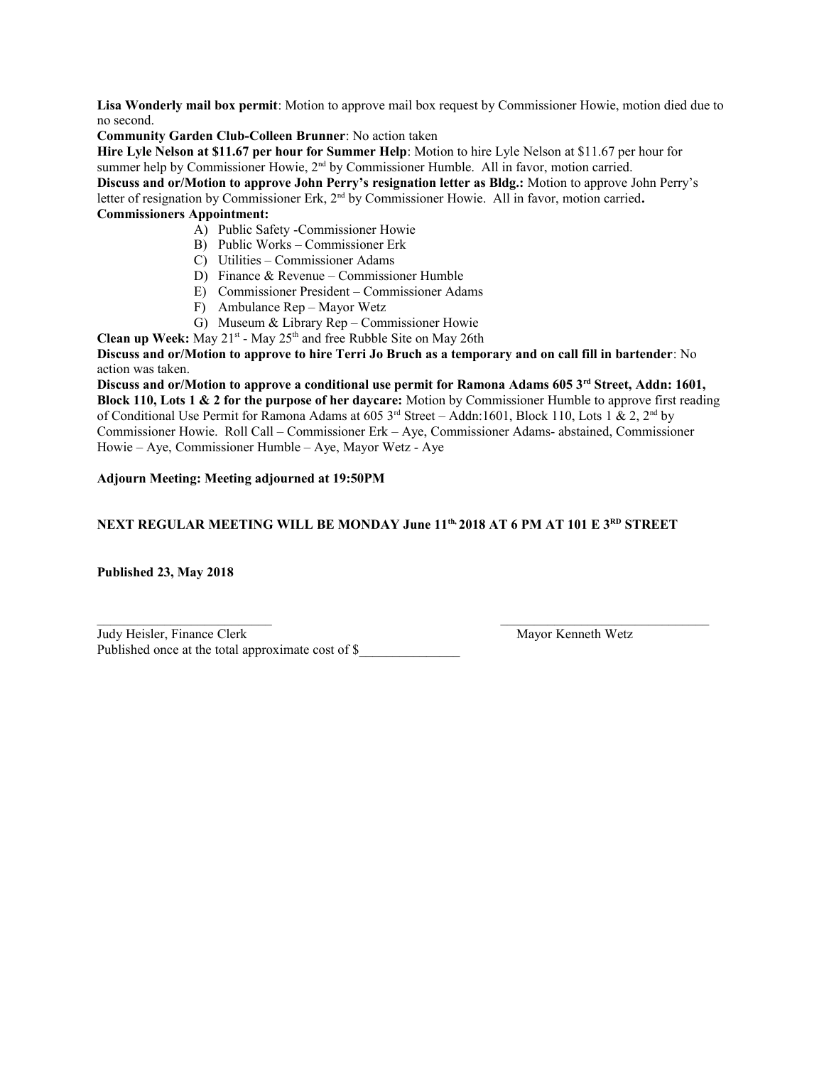**Lisa Wonderly mail box permit**: Motion to approve mail box request by Commissioner Howie, motion died due to no second.

**Community Garden Club-Colleen Brunner**: No action taken

**Hire Lyle Nelson at $11.67 per hour for Summer Help**: Motion to hire Lyle Nelson at $11.67 per hour for summer help by Commissioner Howie, 2nd by Commissioner Humble. All in favor, motion carried.

**Discuss and or/Motion to approve John Perry's resignation letter as Bldg.:** Motion to approve John Perry's letter of resignation by Commissioner Erk, 2nd by Commissioner Howie. All in favor, motion carried**.**

**Commissioners Appointment:**

A) Public Safety -Commissioner Howie
B) Public Works – Commissioner Erk
C) Utilities – Commissioner Adams
D) Finance & Revenue – Commissioner Humble
E) Commissioner President – Commissioner Adams
F) Ambulance Rep – Mayor Wetz
G) Museum & Library Rep – Commissioner Howie

**Clean up Week:** May 21st - May 25th and free Rubble Site on May 26th

**Discuss and or/Motion to approve to hire Terri Jo Bruch as a temporary and on call fill in bartender**: No action was taken.

**Discuss and or/Motion to approve a conditional use permit for Ramona Adams 605 3rd Street, Addn: 1601, Block 110, Lots 1 & 2 for the purpose of her daycare:** Motion by Commissioner Humble to approve first reading of Conditional Use Permit for Ramona Adams at 605 3rd Street – Addn:1601, Block 110, Lots 1 & 2, 2nd by Commissioner Howie. Roll Call – Commissioner Erk – Aye, Commissioner Adams- abstained, Commissioner Howie – Aye, Commissioner Humble – Aye, Mayor Wetz - Aye

**Adjourn Meeting: Meeting adjourned at 19:50PM**

**NEXT REGULAR MEETING WILL BE MONDAY June 11th, 2018 AT 6 PM AT 101 E 3RD STREET**

**Published 23, May 2018**

\_\_\_\_\_\_\_\_\_\_\_\_\_\_\_\_\_\_\_\_\_\_\_\_\_\_ \_\_\_\_\_\_\_\_\_\_\_\_\_\_\_\_\_\_\_\_\_\_\_\_\_\_\_\_\_\_\_

Judy Heisler, Finance Clerk Mayor Kenneth Wetz

Published once at the total approximate cost of $\_\_\_\_\_\_\_\_\_\_\_\_\_\_\_